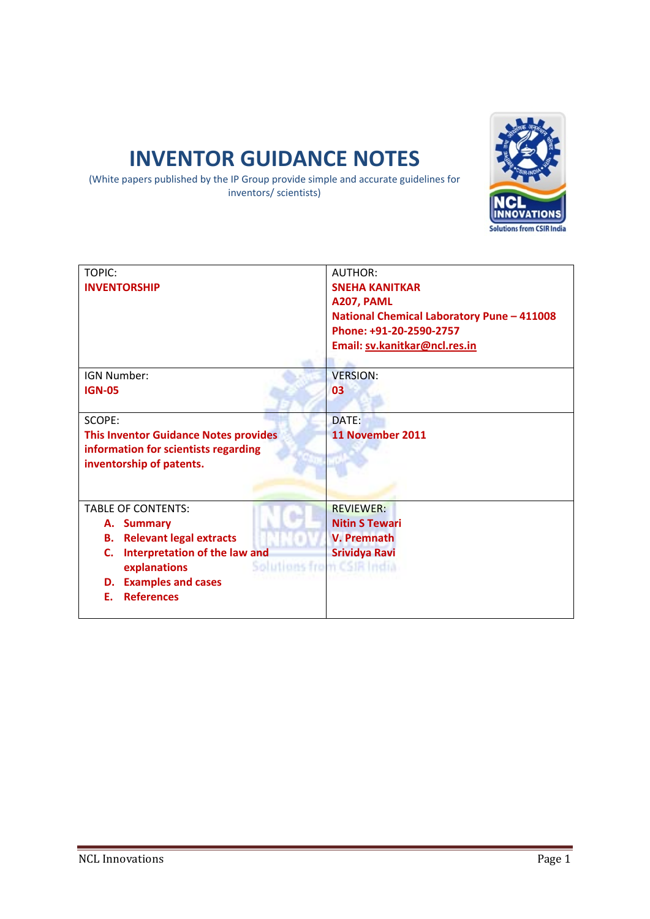# INVENTOR GUIDANCE NOTES

(White papers published by the IP Group provide simple and accurate guidelines for inventors/ scientists)

| TOPIC:<br>**INVENTORSHIP** | AUTHOR:<br>**SNEHA KANITKAR**<br>**A207, PAML**<br>**National Chemical Laboratory Pune – 411008**<br>**Phone: +91-20-2590-2757**<br>**Email: sv.kanitkar@ncl.res.in** |
|---|---|
| IGN Number:<br>**IGN-05** | VERSION:<br>**03** |
| SCOPE:<br>**This Inventor Guidance Notes provides information for scientists regarding inventorship of patents.** | DATE:<br>**11 November 2011** |
| TABLE OF CONTENTS:<br>**A. Summary**<br>**B. Relevant legal extracts**<br>**C. Interpretation of the law and explanations**<br>**D. Examples and cases**<br>**E. References** | REVIEWER:<br>**Nitin S Tewari**<br>**V. Premnath**<br>**Srividya Ravi** |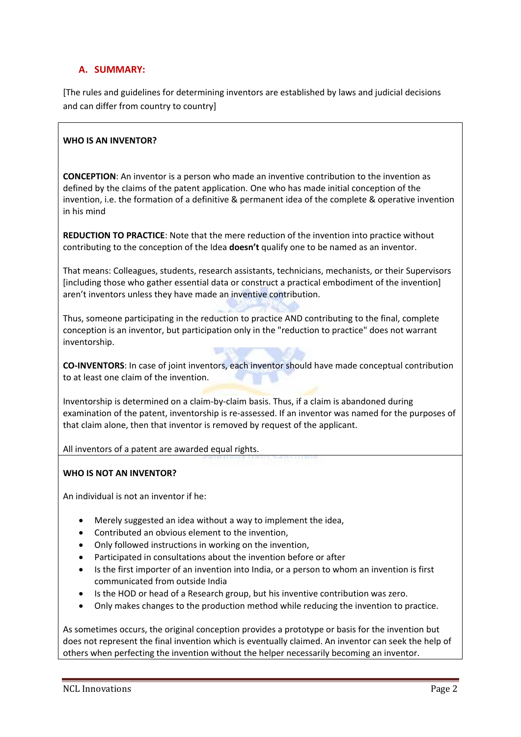## A. SUMMARY:

[The rules and guidelines for determining inventors are established by laws and judicial decisions and can differ from country to country]

**WHO IS AN INVENTOR?**

**CONCEPTION**: An inventor is a person who made an inventive contribution to the invention as defined by the claims of the patent application. One who has made initial conception of the invention, i.e. the formation of a definitive & permanent idea of the complete & operative invention in his mind

**REDUCTION TO PRACTICE**: Note that the mere reduction of the invention into practice without contributing to the conception of the Idea **doesn't** qualify one to be named as an inventor.

That means: Colleagues, students, research assistants, technicians, mechanists, or their Supervisors [including those who gather essential data or construct a practical embodiment of the invention] aren't inventors unless they have made an inventive contribution.

Thus, someone participating in the reduction to practice AND contributing to the final, complete conception is an inventor, but participation only in the "reduction to practice" does not warrant inventorship.

**CO-INVENTORS**: In case of joint inventors, each inventor should have made conceptual contribution to at least one claim of the invention.

Inventorship is determined on a claim-by-claim basis. Thus, if a claim is abandoned during examination of the patent, inventorship is re-assessed. If an inventor was named for the purposes of that claim alone, then that inventor is removed by request of the applicant.

All inventors of a patent are awarded equal rights.

**WHO IS NOT AN INVENTOR?**

An individual is not an inventor if he:

- Merely suggested an idea without a way to implement the idea,
- Contributed an obvious element to the invention,
- Only followed instructions in working on the invention,
- Participated in consultations about the invention before or after
- Is the first importer of an invention into India, or a person to whom an invention is first communicated from outside India
- Is the HOD or head of a Research group, but his inventive contribution was zero.
- Only makes changes to the production method while reducing the invention to practice.

As sometimes occurs, the original conception provides a prototype or basis for the invention but does not represent the final invention which is eventually claimed. An inventor can seek the help of others when perfecting the invention without the helper necessarily becoming an inventor.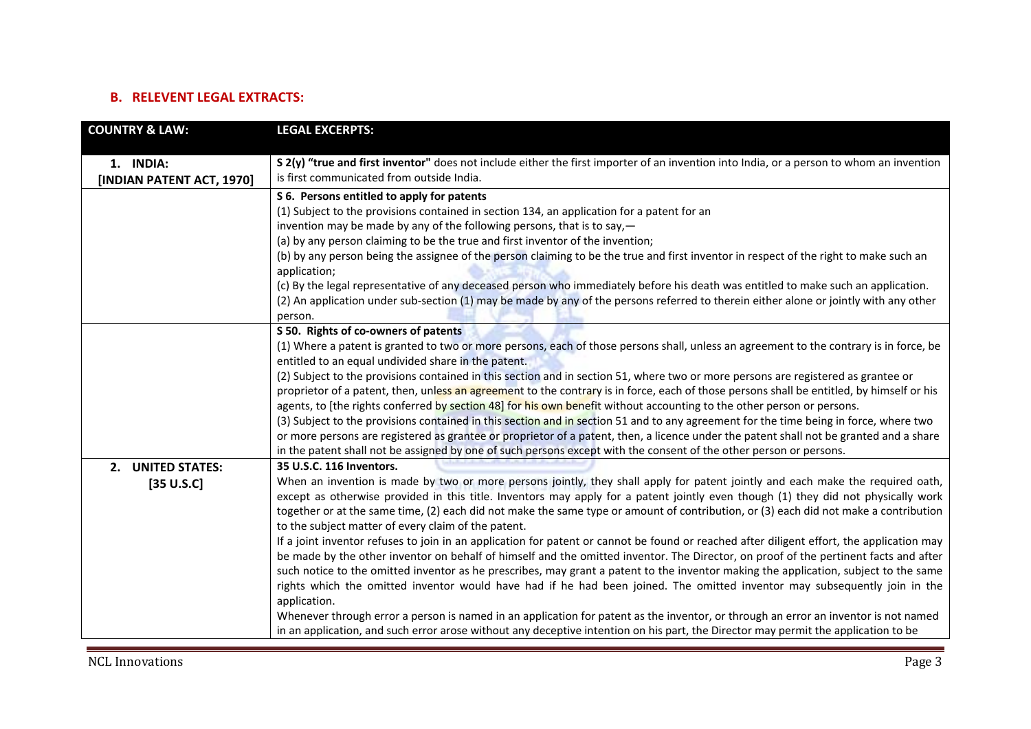## B. RELEVENT LEGAL EXTRACTS:

| COUNTRY & LAW: | LEGAL EXCERPTS: |
| --- | --- |
| 1. INDIA: [INDIAN PATENT ACT, 1970] | **S 2(y) "true and first inventor"** does not include either the first importer of an invention into India, or a person to whom an invention is first communicated from outside India. |
| | **S 6. Persons entitled to apply for patents**<br>(1) Subject to the provisions contained in section 134, an application for a patent for an invention may be made by any of the following persons, that is to say,—<br>(a) by any person claiming to be the true and first inventor of the invention;<br>(b) by any person being the assignee of the person claiming to be the true and first inventor in respect of the right to make such an application;<br>(c) By the legal representative of any deceased person who immediately before his death was entitled to make such an application.<br>(2) An application under sub-section (1) may be made by any of the persons referred to therein either alone or jointly with any other person. |
| | **S 50. Rights of co-owners of patents**<br>(1) Where a patent is granted to two or more persons, each of those persons shall, unless an agreement to the contrary is in force, be entitled to an equal undivided share in the patent.<br>(2) Subject to the provisions contained in this section and in section 51, where two or more persons are registered as grantee or proprietor of a patent, then, unless an agreement to the contrary is in force, each of those persons shall be entitled, by himself or his agents, to [the rights conferred by section 48] for his own benefit without accounting to the other person or persons.<br>(3) Subject to the provisions contained in this section and in section 51 and to any agreement for the time being in force, where two or more persons are registered as grantee or proprietor of a patent, then, a licence under the patent shall not be granted and a share in the patent shall not be assigned by one of such persons except with the consent of the other person or persons. |
| 2. UNITED STATES: [35 U.S.C] | **35 U.S.C. 116 Inventors.**<br>When an invention is made by two or more persons jointly, they shall apply for patent jointly and each make the required oath, except as otherwise provided in this title. Inventors may apply for a patent jointly even though (1) they did not physically work together or at the same time, (2) each did not make the same type or amount of contribution, or (3) each did not make a contribution to the subject matter of every claim of the patent.<br>If a joint inventor refuses to join in an application for patent or cannot be found or reached after diligent effort, the application may be made by the other inventor on behalf of himself and the omitted inventor. The Director, on proof of the pertinent facts and after such notice to the omitted inventor as he prescribes, may grant a patent to the inventor making the application, subject to the same rights which the omitted inventor would have had if he had been joined. The omitted inventor may subsequently join in the application.<br>Whenever through error a person is named in an application for patent as the inventor, or through an error an inventor is not named in an application, and such error arose without any deceptive intention on his part, the Director may permit the application to be |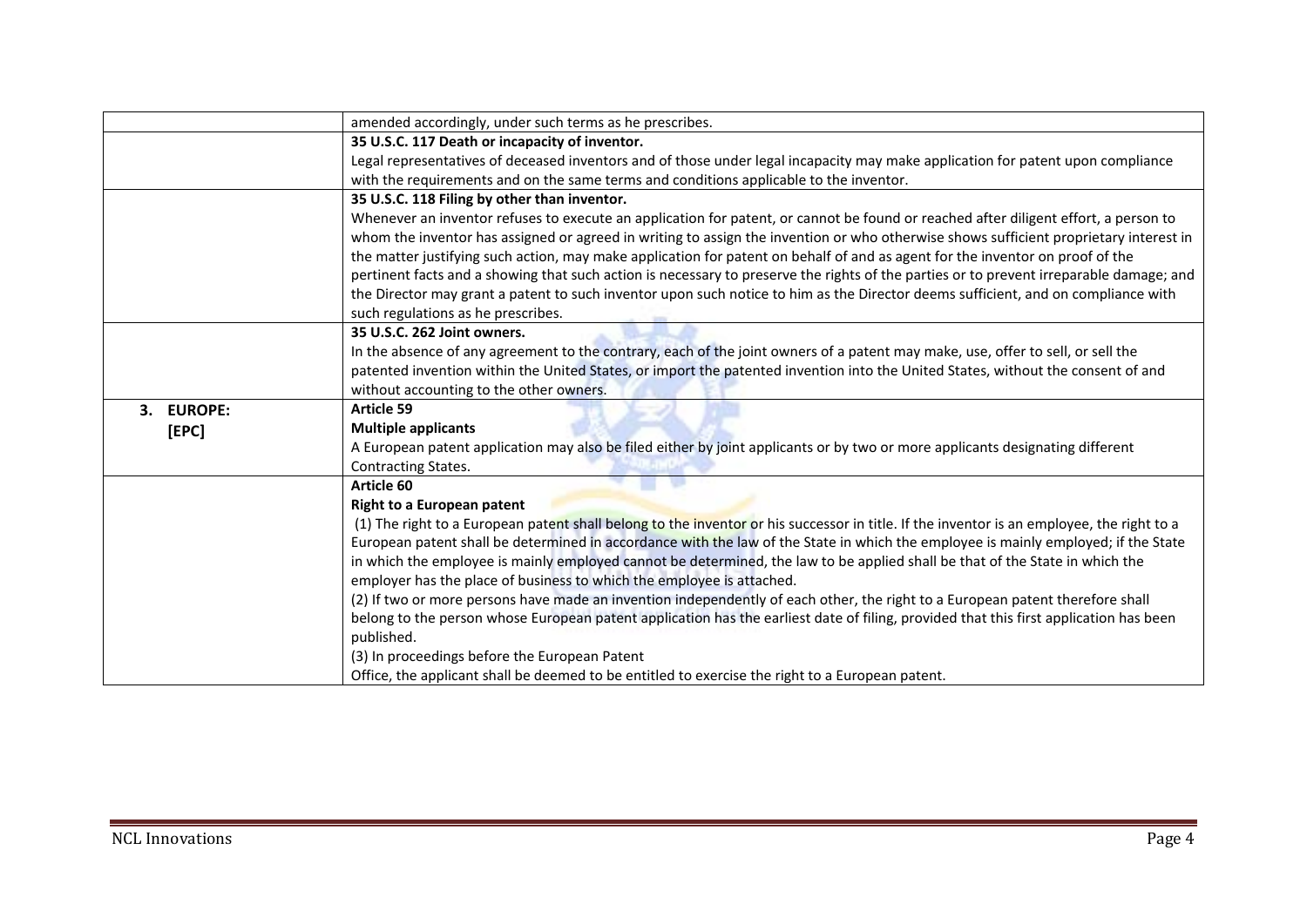| | |
|---|---|
| | amended accordingly, under such terms as he prescribes. |
| | **35 U.S.C. 117 Death or incapacity of inventor.**<br>Legal representatives of deceased inventors and of those under legal incapacity may make application for patent upon compliance with the requirements and on the same terms and conditions applicable to the inventor. |
| | **35 U.S.C. 118 Filing by other than inventor.**<br>Whenever an inventor refuses to execute an application for patent, or cannot be found or reached after diligent effort, a person to whom the inventor has assigned or agreed in writing to assign the invention or who otherwise shows sufficient proprietary interest in the matter justifying such action, may make application for patent on behalf of and as agent for the inventor on proof of the pertinent facts and a showing that such action is necessary to preserve the rights of the parties or to prevent irreparable damage; and the Director may grant a patent to such inventor upon such notice to him as the Director deems sufficient, and on compliance with such regulations as he prescribes. |
| | **35 U.S.C. 262 Joint owners.**<br>In the absence of any agreement to the contrary, each of the joint owners of a patent may make, use, offer to sell, or sell the patented invention within the United States, or import the patented invention into the United States, without the consent of and without accounting to the other owners. |
| **3. EUROPE: [EPC]** | **Article 59**<br>**Multiple applicants**<br>A European patent application may also be filed either by joint applicants or by two or more applicants designating different Contracting States. |
| | **Article 60**<br>**Right to a European patent**<br>(1) The right to a European patent shall belong to the inventor or his successor in title. If the inventor is an employee, the right to a European patent shall be determined in accordance with the law of the State in which the employee is mainly employed; if the State in which the employee is mainly employed cannot be determined, the law to be applied shall be that of the State in which the employer has the place of business to which the employee is attached.<br>(2) If two or more persons have made an invention independently of each other, the right to a European patent therefore shall belong to the person whose European patent application has the earliest date of filing, provided that this first application has been published.<br>(3) In proceedings before the European Patent Office, the applicant shall be deemed to be entitled to exercise the right to a European patent. |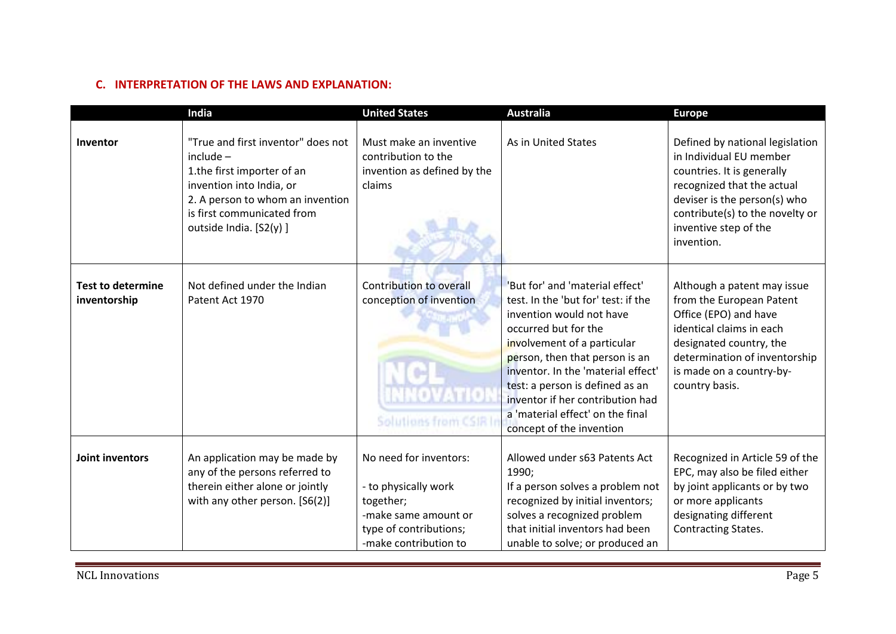### C. INTERPRETATION OF THE LAWS AND EXPLANATION:

| | India | United States | Australia | Europe |
|---|---|---|---|---|
| **Inventor** | "True and first inventor" does not include – 1.the first importer of an invention into India, or 2. A person to whom an invention is first communicated from outside India. [S2(y) ] | Must make an inventive contribution to the invention as defined by the claims | As in United States | Defined by national legislation in Individual EU member countries. It is generally recognized that the actual deviser is the person(s) who contribute(s) to the novelty or inventive step of the invention. |
| **Test to determine inventorship** | Not defined under the Indian Patent Act 1970 | Contribution to overall conception of invention | 'But for' and 'material effect' test. In the 'but for' test: if the invention would not have occurred but for the involvement of a particular person, then that person is an inventor. In the 'material effect' test: a person is defined as an inventor if her contribution had a 'material effect' on the final concept of the invention | Although a patent may issue from the European Patent Office (EPO) and have identical claims in each designated country, the determination of inventorship is made on a country-by-country basis. |
| **Joint inventors** | An application may be made by any of the persons referred to therein either alone or jointly with any other person. [S6(2)] | No need for inventors:<br><br>- to physically work together;<br>-make same amount or type of contributions;<br>-make contribution to | Allowed under s63 Patents Act 1990;<br>If a person solves a problem not recognized by initial inventors; solves a recognized problem that initial inventors had been unable to solve; or produced an | Recognized in Article 59 of the EPC, may also be filed either by joint applicants or by two or more applicants designating different Contracting States. |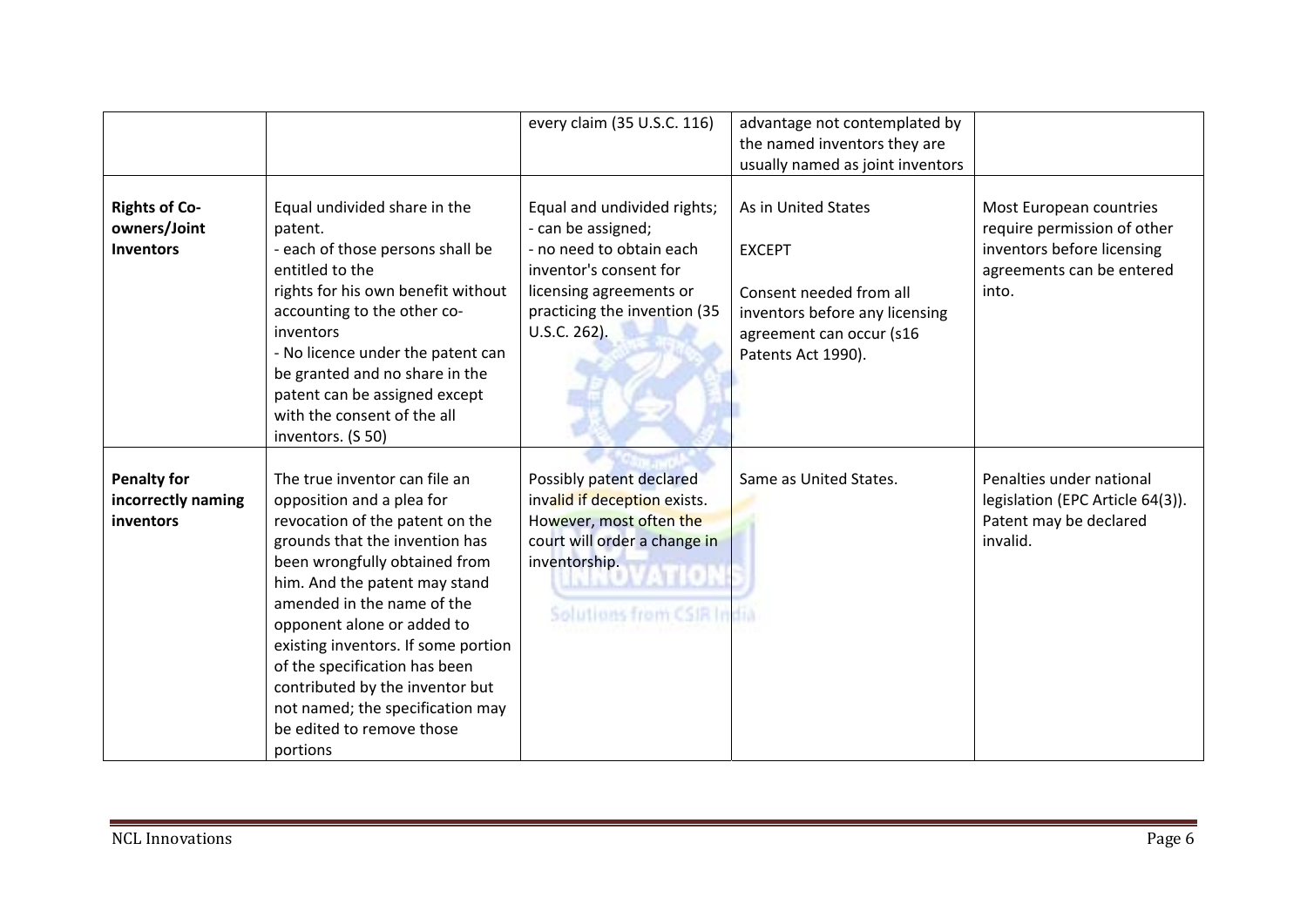| | | | | |
|---|---|---|---|---|
| | | every claim (35 U.S.C. 116) | advantage not contemplated by the named inventors they are usually named as joint inventors | |
| **Rights of Co-owners/Joint Inventors** | Equal undivided share in the patent.<br>- each of those persons shall be entitled to the rights for his own benefit without accounting to the other co-inventors<br>- No licence under the patent can be granted and no share in the patent can be assigned except with the consent of the all inventors. (S 50) | Equal and undivided rights;<br>- can be assigned;<br>- no need to obtain each inventor's consent for licensing agreements or practicing the invention (35 U.S.C. 262). | As in United States<br><br>EXCEPT<br><br>Consent needed from all inventors before any licensing agreement can occur (s16 Patents Act 1990). | Most European countries require permission of other inventors before licensing agreements can be entered into. |
| **Penalty for incorrectly naming inventors** | The true inventor can file an opposition and a plea for revocation of the patent on the grounds that the invention has been wrongfully obtained from him. And the patent may stand amended in the name of the opponent alone or added to existing inventors. If some portion of the specification has been contributed by the inventor but not named; the specification may be edited to remove those portions | Possibly patent declared invalid if deception exists. However, most often the court will order a change in inventorship. | Same as United States. | Penalties under national legislation (EPC Article 64(3)). Patent may be declared invalid. |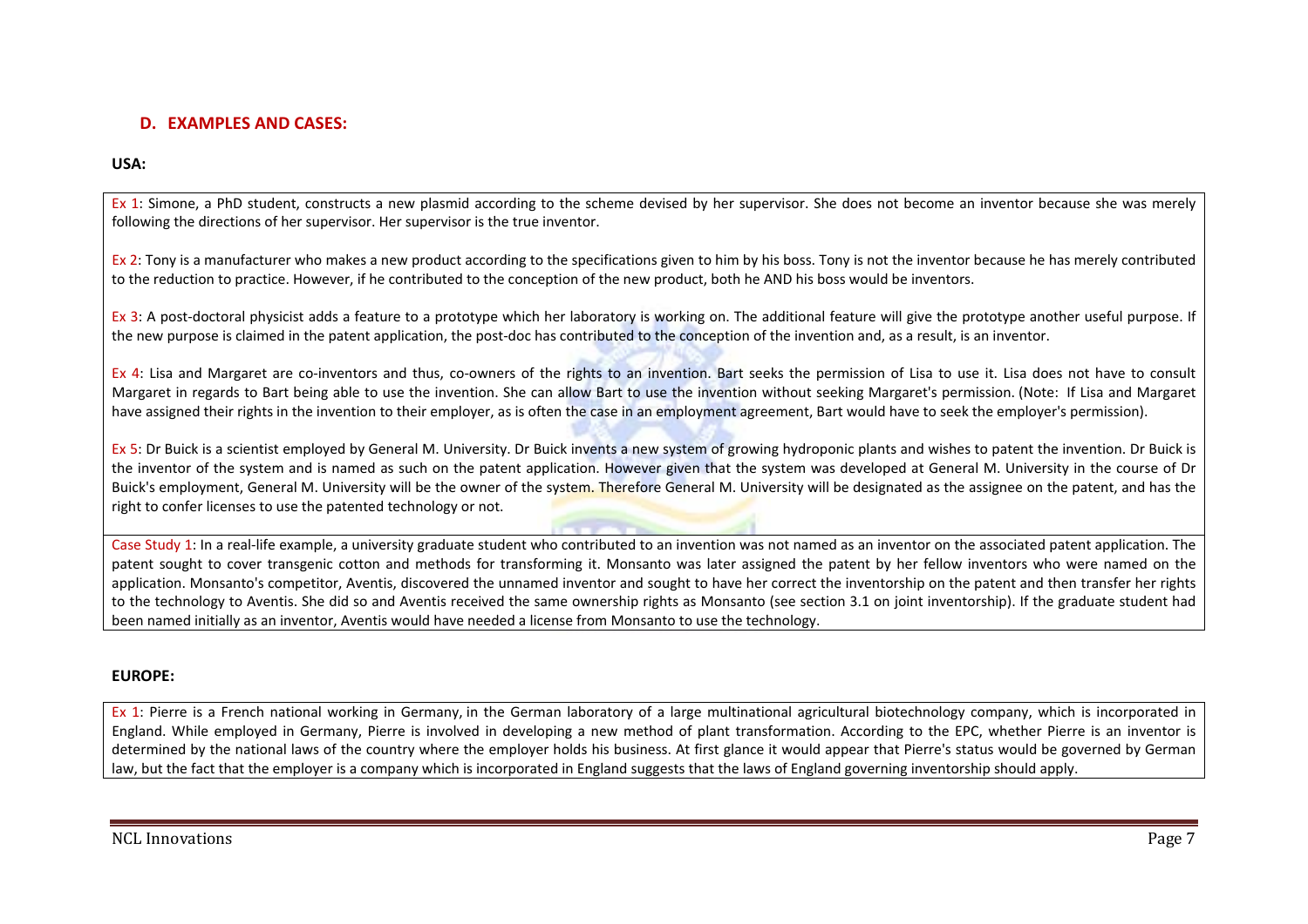## D. EXAMPLES AND CASES:

**USA:**

Ex 1: Simone, a PhD student, constructs a new plasmid according to the scheme devised by her supervisor. She does not become an inventor because she was merely following the directions of her supervisor. Her supervisor is the true inventor.

Ex 2: Tony is a manufacturer who makes a new product according to the specifications given to him by his boss. Tony is not the inventor because he has merely contributed to the reduction to practice. However, if he contributed to the conception of the new product, both he AND his boss would be inventors.

Ex 3: A post-doctoral physicist adds a feature to a prototype which her laboratory is working on. The additional feature will give the prototype another useful purpose. If the new purpose is claimed in the patent application, the post-doc has contributed to the conception of the invention and, as a result, is an inventor.

Ex 4: Lisa and Margaret are co-inventors and thus, co-owners of the rights to an invention. Bart seeks the permission of Lisa to use it. Lisa does not have to consult Margaret in regards to Bart being able to use the invention. She can allow Bart to use the invention without seeking Margaret's permission. (Note: If Lisa and Margaret have assigned their rights in the invention to their employer, as is often the case in an employment agreement, Bart would have to seek the employer's permission).

Ex 5: Dr Buick is a scientist employed by General M. University. Dr Buick invents a new system of growing hydroponic plants and wishes to patent the invention. Dr Buick is the inventor of the system and is named as such on the patent application. However given that the system was developed at General M. University in the course of Dr Buick's employment, General M. University will be the owner of the system. Therefore General M. University will be designated as the assignee on the patent, and has the right to confer licenses to use the patented technology or not.

Case Study 1: In a real-life example, a university graduate student who contributed to an invention was not named as an inventor on the associated patent application. The patent sought to cover transgenic cotton and methods for transforming it. Monsanto was later assigned the patent by her fellow inventors who were named on the application. Monsanto's competitor, Aventis, discovered the unnamed inventor and sought to have her correct the inventorship on the patent and then transfer her rights to the technology to Aventis. She did so and Aventis received the same ownership rights as Monsanto (see section 3.1 on joint inventorship). If the graduate student had been named initially as an inventor, Aventis would have needed a license from Monsanto to use the technology.

**EUROPE:**

Ex 1: Pierre is a French national working in Germany, in the German laboratory of a large multinational agricultural biotechnology company, which is incorporated in England. While employed in Germany, Pierre is involved in developing a new method of plant transformation. According to the EPC, whether Pierre is an inventor is determined by the national laws of the country where the employer holds his business. At first glance it would appear that Pierre's status would be governed by German law, but the fact that the employer is a company which is incorporated in England suggests that the laws of England governing inventorship should apply.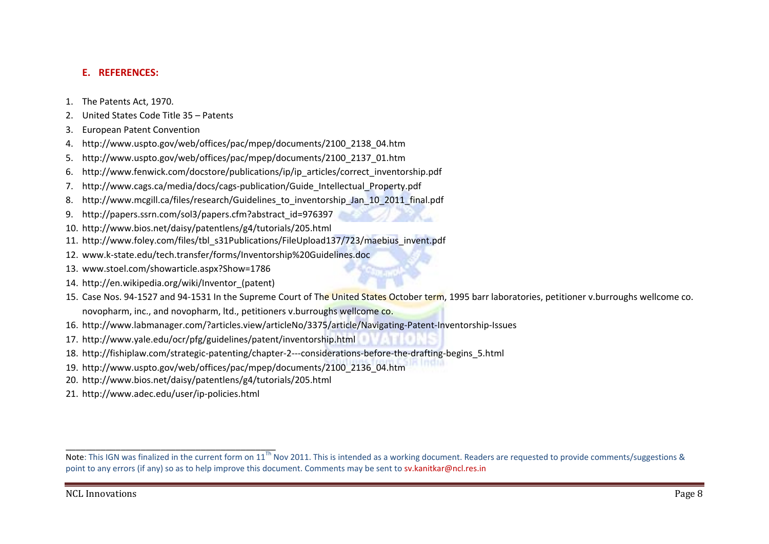## E. REFERENCES:

1. The Patents Act, 1970.
2. United States Code Title 35 – Patents
3. European Patent Convention
4. http://www.uspto.gov/web/offices/pac/mpep/documents/2100_2138_04.htm
5. http://www.uspto.gov/web/offices/pac/mpep/documents/2100_2137_01.htm
6. http://www.fenwick.com/docstore/publications/ip/ip_articles/correct_inventorship.pdf
7. http://www.cags.ca/media/docs/cags-publication/Guide_Intellectual_Property.pdf
8. http://www.mcgill.ca/files/research/Guidelines_to_inventorship_Jan_10_2011_final.pdf
9. http://papers.ssrn.com/sol3/papers.cfm?abstract_id=976397
10. http://www.bios.net/daisy/patentlens/g4/tutorials/205.html
11. http://www.foley.com/files/tbl_s31Publications/FileUpload137/723/maebius_invent.pdf
12. www.k-state.edu/tech.transfer/forms/Inventorship%20Guidelines.doc
13. www.stoel.com/showarticle.aspx?Show=1786
14. http://en.wikipedia.org/wiki/Inventor_(patent)
15. Case Nos. 94-1527 and 94-1531 In the Supreme Court of The United States October term, 1995 barr laboratories, petitioner v.burroughs wellcome co. novopharm, inc., and novopharm, ltd., petitioners v.burroughs wellcome co.
16. http://www.labmanager.com/?articles.view/articleNo/3375/article/Navigating-Patent-Inventorship-Issues
17. http://www.yale.edu/ocr/pfg/guidelines/patent/inventorship.html
18. http://fishiplaw.com/strategic-patenting/chapter-2---considerations-before-the-drafting-begins_5.html
19. http://www.uspto.gov/web/offices/pac/mpep/documents/2100_2136_04.htm
20. http://www.bios.net/daisy/patentlens/g4/tutorials/205.html
21. http://www.adec.edu/user/ip-policies.html

---

Note: This IGN was finalized in the current form on 11[Th] Nov 2011. This is intended as a working document. Readers are requested to provide comments/suggestions & point to any errors (if any) so as to help improve this document. Comments may be sent to sv.kanitkar@ncl.res.in